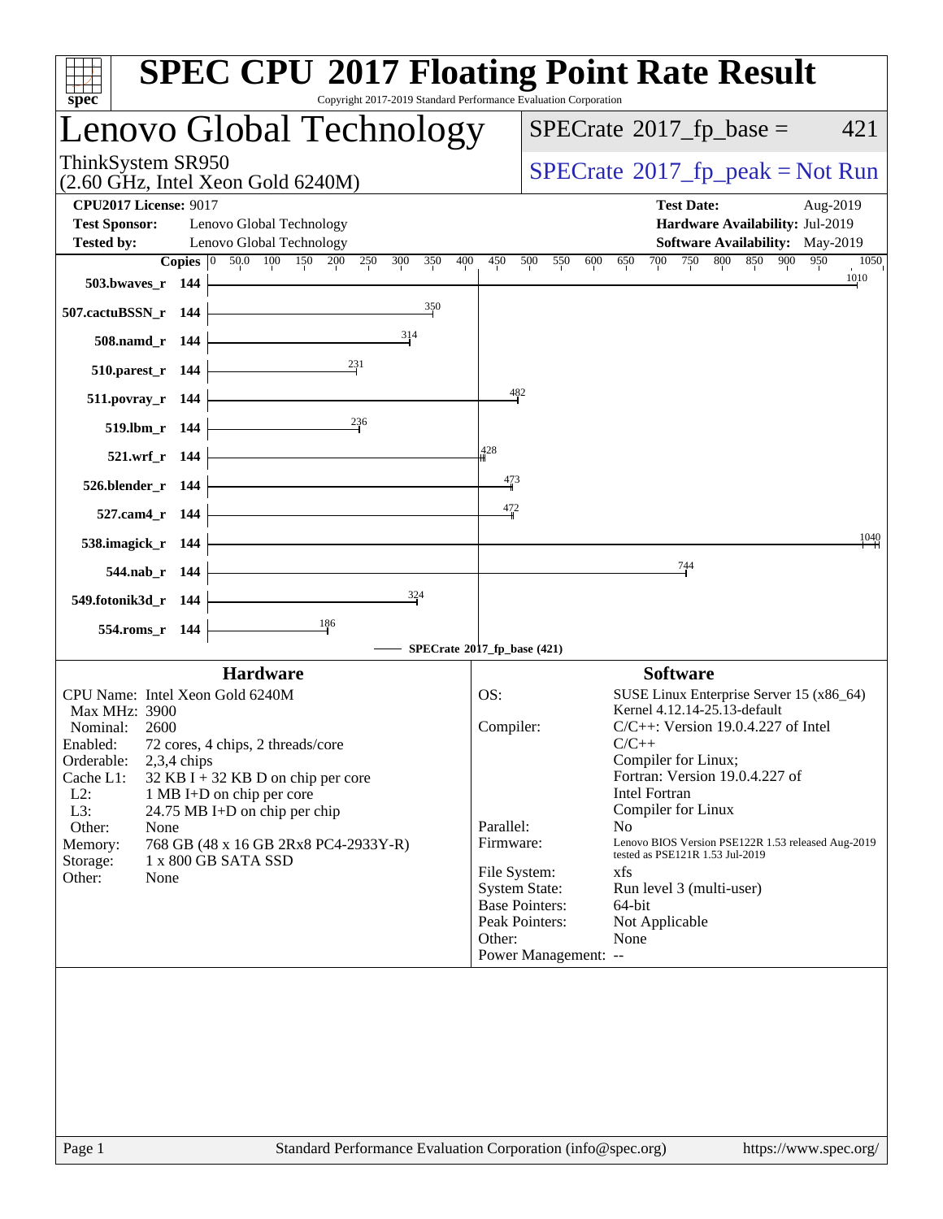# SPEC CPU 2017 Floating Point Rate Result

Copyright 2017-2019 Standard Performance Evaluation Corporation

## Lenovo Global Technology

ThinkSystem SR950
(2.60 GHz, Intel Xeon Gold 6240M)

SPECrate 2017_fp_base = 421

SPECrate 2017_fp_peak = Not Run

**CPU2017 License:** 9017
**Test Sponsor:** Lenovo Global Technology
**Tested by:** Lenovo Global Technology

**Test Date:** Aug-2019
**Hardware Availability:** Jul-2019
**Software Availability:** May-2019

| Benchmark | Copies | SPECrate 2017_fp_base |
|---|---|---|
| 503.bwaves_r | 144 | 1010 |
| 507.cactuBSSN_r | 144 | 350 |
| 508.namd_r | 144 | 314 |
| 510.parest_r | 144 | 231 |
| 511.povray_r | 144 | 482 |
| 519.lbm_r | 144 | 236 |
| 521.wrf_r | 144 | 428 |
| 526.blender_r | 144 | 473 |
| 527.cam4_r | 144 | 472 |
| 538.imagick_r | 144 | 1040 |
| 544.nab_r | 144 | 744 |
| 549.fotonik3d_r | 144 | 324 |
| 554.roms_r | 144 | 186 |

SPECrate 2017_fp_base (421)

### Hardware

CPU Name: Intel Xeon Gold 6240M
Max MHz: 3900
Nominal: 2600
Enabled: 72 cores, 4 chips, 2 threads/core
Orderable: 2,3,4 chips
Cache L1: 32 KB I + 32 KB D on chip per core
L2: 1 MB I+D on chip per core
L3: 24.75 MB I+D on chip per chip
Other: None
Memory: 768 GB (48 x 16 GB 2Rx8 PC4-2933Y-R)
Storage: 1 x 800 GB SATA SSD
Other: None

### Software

OS: SUSE Linux Enterprise Server 15 (x86_64) Kernel 4.12.14-25.13-default
Compiler: C/C++: Version 19.0.4.227 of Intel C/C++ Compiler for Linux; Fortran: Version 19.0.4.227 of Intel Fortran Compiler for Linux
Parallel: No
Firmware: Lenovo BIOS Version PSE122R 1.53 released Aug-2019 tested as PSE121R 1.53 Jul-2019
File System: xfs
System State: Run level 3 (multi-user)
Base Pointers: 64-bit
Peak Pointers: Not Applicable
Other: None
Power Management: --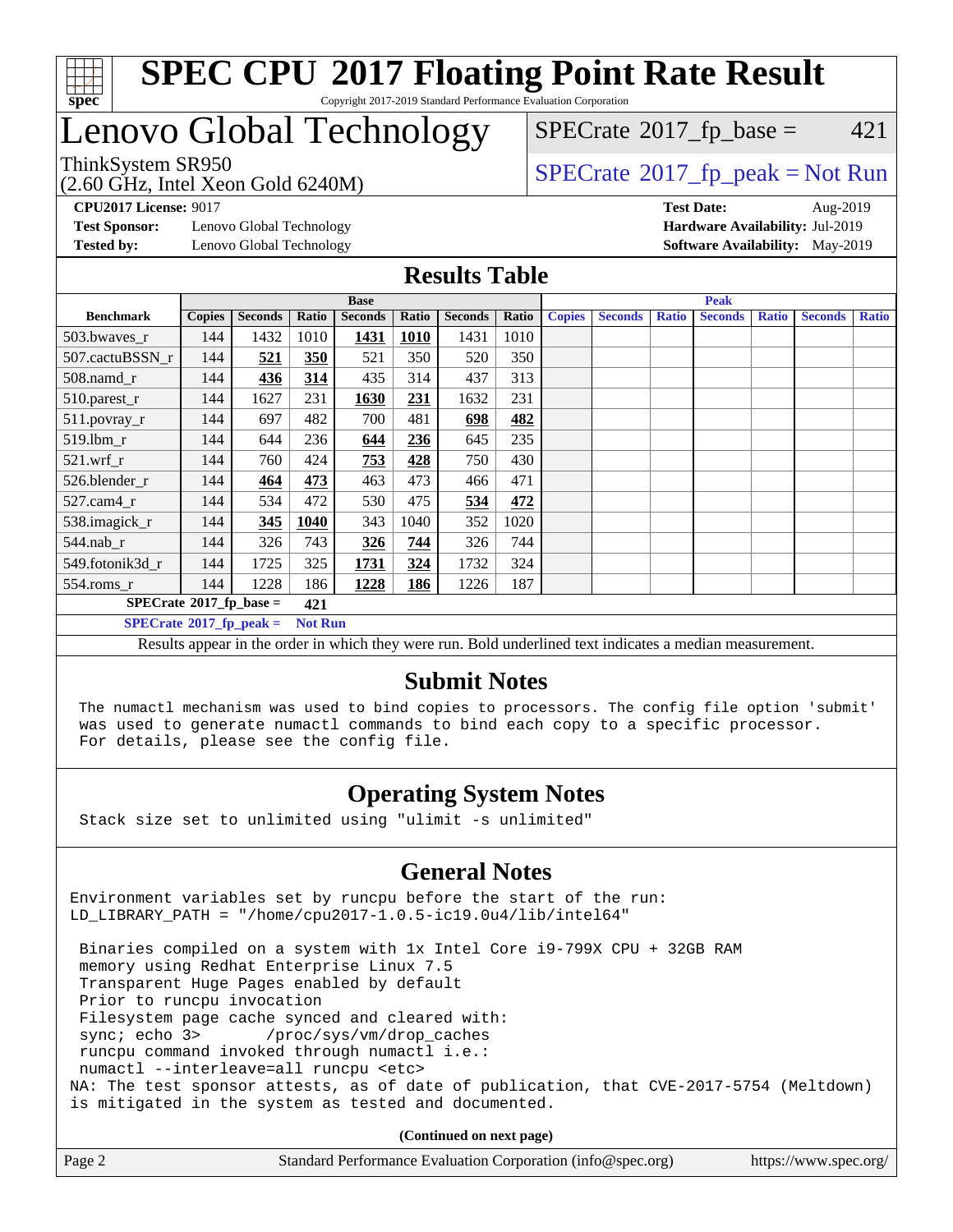# SPEC CPU 2017 Floating Point Rate Result

Copyright 2017-2019 Standard Performance Evaluation Corporation

## Lenovo Global Technology

ThinkSystem SR950
(2.60 GHz, Intel Xeon Gold 6240M)

SPECrate 2017_fp_base = 421

SPECrate 2017_fp_peak = Not Run

**CPU2017 License:** 9017
**Test Sponsor:** Lenovo Global Technology
**Tested by:** Lenovo Global Technology

**Test Date:** Aug-2019
**Hardware Availability:** Jul-2019
**Software Availability:** May-2019

## Results Table

| Benchmark | Base | | | | | | | Peak | | | | | | |
|---|---|---|---|---|---|---|---|---|---|---|---|---|---|---|
| | Copies | Seconds | Ratio | Seconds | Ratio | Seconds | Ratio | Copies | Seconds | Ratio | Seconds | Ratio | Seconds | Ratio |
| 503.bwaves_r | 144 | 1432 | 1010 | **1431** | **1010** | 1431 | 1010 | | | | | | | |
| 507.cactuBSSN_r | 144 | **521** | **350** | 521 | 350 | 520 | 350 | | | | | | | |
| 508.namd_r | 144 | **436** | **314** | 435 | 314 | 437 | 313 | | | | | | | |
| 510.parest_r | 144 | 1627 | 231 | **1630** | **231** | 1632 | 231 | | | | | | | |
| 511.povray_r | 144 | 697 | 482 | 700 | 481 | **698** | **482** | | | | | | | |
| 519.lbm_r | 144 | 644 | 236 | **644** | **236** | 645 | 235 | | | | | | | |
| 521.wrf_r | 144 | 760 | 424 | **753** | **428** | 750 | 430 | | | | | | | |
| 526.blender_r | 144 | **464** | **473** | 463 | 473 | 466 | 471 | | | | | | | |
| 527.cam4_r | 144 | 534 | 472 | 530 | 475 | **534** | **472** | | | | | | | |
| 538.imagick_r | 144 | **345** | **1040** | 343 | 1040 | 352 | 1020 | | | | | | | |
| 544.nab_r | 144 | 326 | 743 | **326** | **744** | 326 | 744 | | | | | | | |
| 549.fotonik3d_r | 144 | 1725 | 325 | **1731** | **324** | 1732 | 324 | | | | | | | |
| 554.roms_r | 144 | 1228 | 186 | **1228** | **186** | 1226 | 187 | | | | | | | |

**SPECrate 2017_fp_base = 421**

**SPECrate 2017_fp_peak = Not Run**

Results appear in the order in which they were run. Bold underlined text indicates a median measurement.

## Submit Notes

```
The numactl mechanism was used to bind copies to processors. The config file option 'submit'
was used to generate numactl commands to bind each copy to a specific processor.
For details, please see the config file.
```

## Operating System Notes

```
Stack size set to unlimited using "ulimit -s unlimited"
```

## General Notes

```
Environment variables set by runcpu before the start of the run:
LD_LIBRARY_PATH = "/home/cpu2017-1.0.5-ic19.0u4/lib/intel64"

 Binaries compiled on a system with 1x Intel Core i9-799X CPU + 32GB RAM
 memory using Redhat Enterprise Linux 7.5
 Transparent Huge Pages enabled by default
 Prior to runcpu invocation
 Filesystem page cache synced and cleared with:
 sync; echo 3>       /proc/sys/vm/drop_caches
 runcpu command invoked through numactl i.e.:
 numactl --interleave=all runcpu <etc>
NA: The test sponsor attests, as of date of publication, that CVE-2017-5754 (Meltdown)
is mitigated in the system as tested and documented.
```

**(Continued on next page)**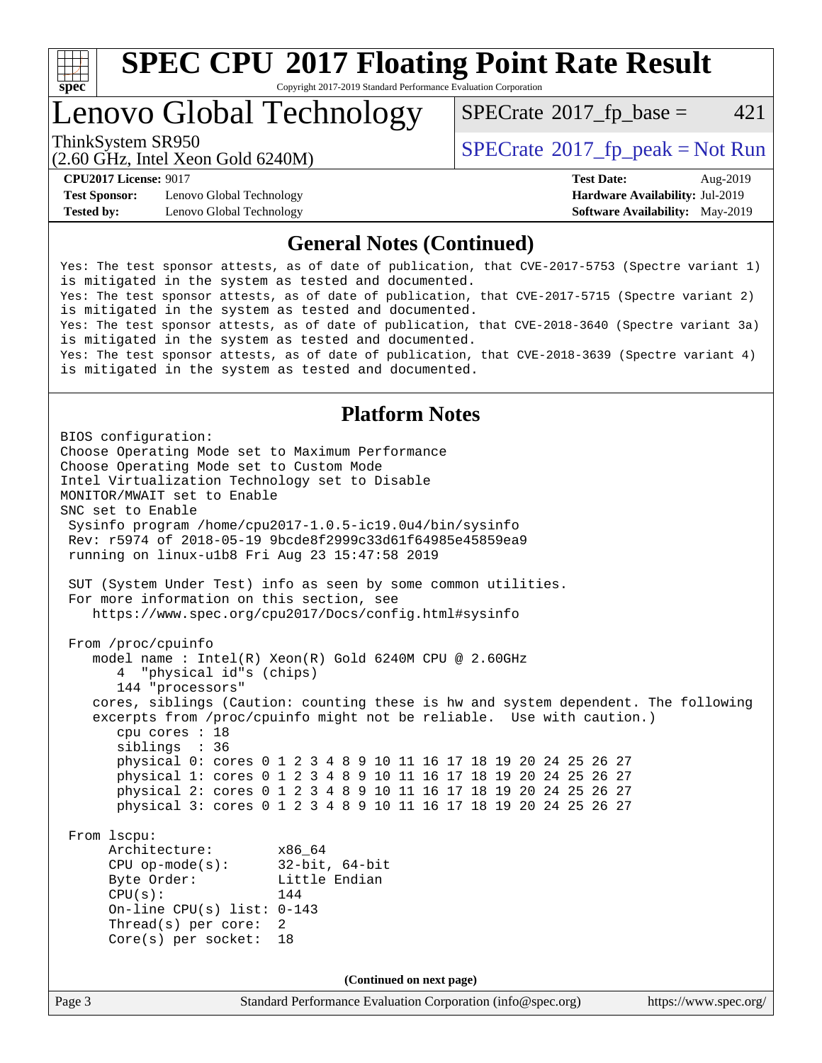# SPEC CPU 2017 Floating Point Rate Result

Copyright 2017-2019 Standard Performance Evaluation Corporation

# Lenovo Global Technology

ThinkSystem SR950
(2.60 GHz, Intel Xeon Gold 6240M)

SPECrate 2017_fp_base = 421

SPECrate 2017_fp_peak = Not Run

**CPU2017 License:** 9017
**Test Sponsor:** Lenovo Global Technology
**Tested by:** Lenovo Global Technology

**Test Date:** Aug-2019
**Hardware Availability:** Jul-2019
**Software Availability:** May-2019

## General Notes (Continued)

```
Yes: The test sponsor attests, as of date of publication, that CVE-2017-5753 (Spectre variant 1)
is mitigated in the system as tested and documented.
Yes: The test sponsor attests, as of date of publication, that CVE-2017-5715 (Spectre variant 2)
is mitigated in the system as tested and documented.
Yes: The test sponsor attests, as of date of publication, that CVE-2018-3640 (Spectre variant 3a)
is mitigated in the system as tested and documented.
Yes: The test sponsor attests, as of date of publication, that CVE-2018-3639 (Spectre variant 4)
is mitigated in the system as tested and documented.
```

## Platform Notes

```
BIOS configuration:
Choose Operating Mode set to Maximum Performance
Choose Operating Mode set to Custom Mode
Intel Virtualization Technology set to Disable
MONITOR/MWAIT set to Enable
SNC set to Enable
 Sysinfo program /home/cpu2017-1.0.5-ic19.0u4/bin/sysinfo
 Rev: r5974 of 2018-05-19 9bcde8f2999c33d61f64985e45859ea9
 running on linux-u1b8 Fri Aug 23 15:47:58 2019

 SUT (System Under Test) info as seen by some common utilities.
 For more information on this section, see
    https://www.spec.org/cpu2017/Docs/config.html#sysinfo

 From /proc/cpuinfo
    model name : Intel(R) Xeon(R) Gold 6240M CPU @ 2.60GHz
       4  "physical id"s (chips)
       144 "processors"
    cores, siblings (Caution: counting these is hw and system dependent. The following
    excerpts from /proc/cpuinfo might not be reliable.  Use with caution.)
       cpu cores : 18
       siblings  : 36
       physical 0: cores 0 1 2 3 4 8 9 10 11 16 17 18 19 20 24 25 26 27
       physical 1: cores 0 1 2 3 4 8 9 10 11 16 17 18 19 20 24 25 26 27
       physical 2: cores 0 1 2 3 4 8 9 10 11 16 17 18 19 20 24 25 26 27
       physical 3: cores 0 1 2 3 4 8 9 10 11 16 17 18 19 20 24 25 26 27

 From lscpu:
      Architecture:        x86_64
      CPU op-mode(s):      32-bit, 64-bit
      Byte Order:          Little Endian
      CPU(s):              144
      On-line CPU(s) list: 0-143
      Thread(s) per core:  2
      Core(s) per socket:  18
```

**(Continued on next page)**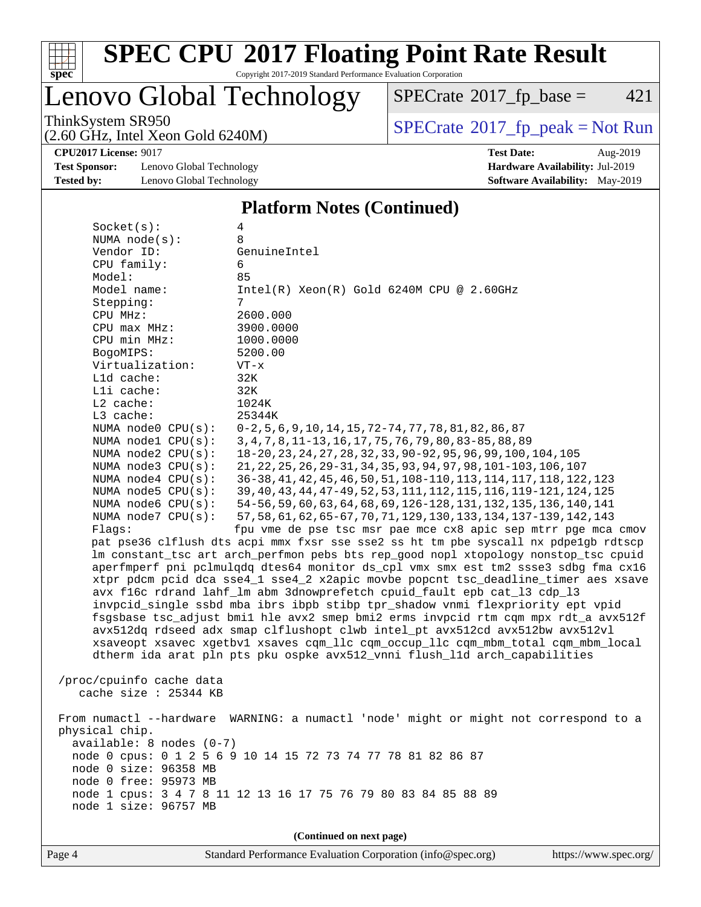## Platform Notes (Continued)

```
Socket(s):              4
NUMA node(s):           8
Vendor ID:              GenuineIntel
CPU family:             6
Model:                  85
Model name:             Intel(R) Xeon(R) Gold 6240M CPU @ 2.60GHz
Stepping:               7
CPU MHz:                2600.000
CPU max MHz:            3900.0000
CPU min MHz:            1000.0000
BogoMIPS:               5200.00
Virtualization:         VT-x
L1d cache:              32K
L1i cache:              32K
L2 cache:               1024K
L3 cache:               25344K
NUMA node0 CPU(s):      0-2,5,6,9,10,14,15,72-74,77,78,81,82,86,87
NUMA node1 CPU(s):      3,4,7,8,11-13,16,17,75,76,79,80,83-85,88,89
NUMA node2 CPU(s):      18-20,23,24,27,28,32,33,90-92,95,96,99,100,104,105
NUMA node3 CPU(s):      21,22,25,26,29-31,34,35,93,94,97,98,101-103,106,107
NUMA node4 CPU(s):      36-38,41,42,45,46,50,51,108-110,113,114,117,118,122,123
NUMA node5 CPU(s):      39,40,43,44,47-49,52,53,111,112,115,116,119-121,124,125
NUMA node6 CPU(s):      54-56,59,60,63,64,68,69,126-128,131,132,135,136,140,141
NUMA node7 CPU(s):      57,58,61,62,65-67,70,71,129,130,133,134,137-139,142,143
Flags:                  fpu vme de pse tsc msr pae mce cx8 apic sep mtrr pge mca cmov
    pat pse36 clflush dts acpi mmx fxsr sse sse2 ss ht tm pbe syscall nx pdpe1gb rdtscp
    lm constant_tsc art arch_perfmon pebs bts rep_good nopl xtopology nonstop_tsc cpuid
    aperfmperf pni pclmulqdq dtes64 monitor ds_cpl vmx smx est tm2 ssse3 sdbg fma cx16
    xtpr pdcm pcid dca sse4_1 sse4_2 x2apic movbe popcnt tsc_deadline_timer aes xsave
    avx f16c rdrand lahf_lm abm 3dnowprefetch cpuid_fault epb cat_l3 cdp_l3
    invpcid_single ssbd mba ibrs ibpb stibp tpr_shadow vnmi flexpriority ept vpid
    fsgsbase tsc_adjust bmi1 hle avx2 smep bmi2 erms invpcid rtm cqm mpx rdt_a avx512f
    avx512dq rdseed adx smap clflushopt clwb intel_pt avx512cd avx512bw avx512vl
    xsaveopt xsavec xgetbv1 xsaves cqm_llc cqm_occup_llc cqm_mbm_total cqm_mbm_local
    dtherm ida arat pln pts pku ospke avx512_vnni flush_l1d arch_capabilities

/proc/cpuinfo cache data
   cache size : 25344 KB

From numactl --hardware  WARNING: a numactl 'node' might or might not correspond to a
physical chip.
  available: 8 nodes (0-7)
  node 0 cpus: 0 1 2 5 6 9 10 14 15 72 73 74 77 78 81 82 86 87
  node 0 size: 96358 MB
  node 0 free: 95973 MB
  node 1 cpus: 3 4 7 8 11 12 13 16 17 75 76 79 80 83 84 85 88 89
  node 1 size: 96757 MB
```

**(Continued on next page)**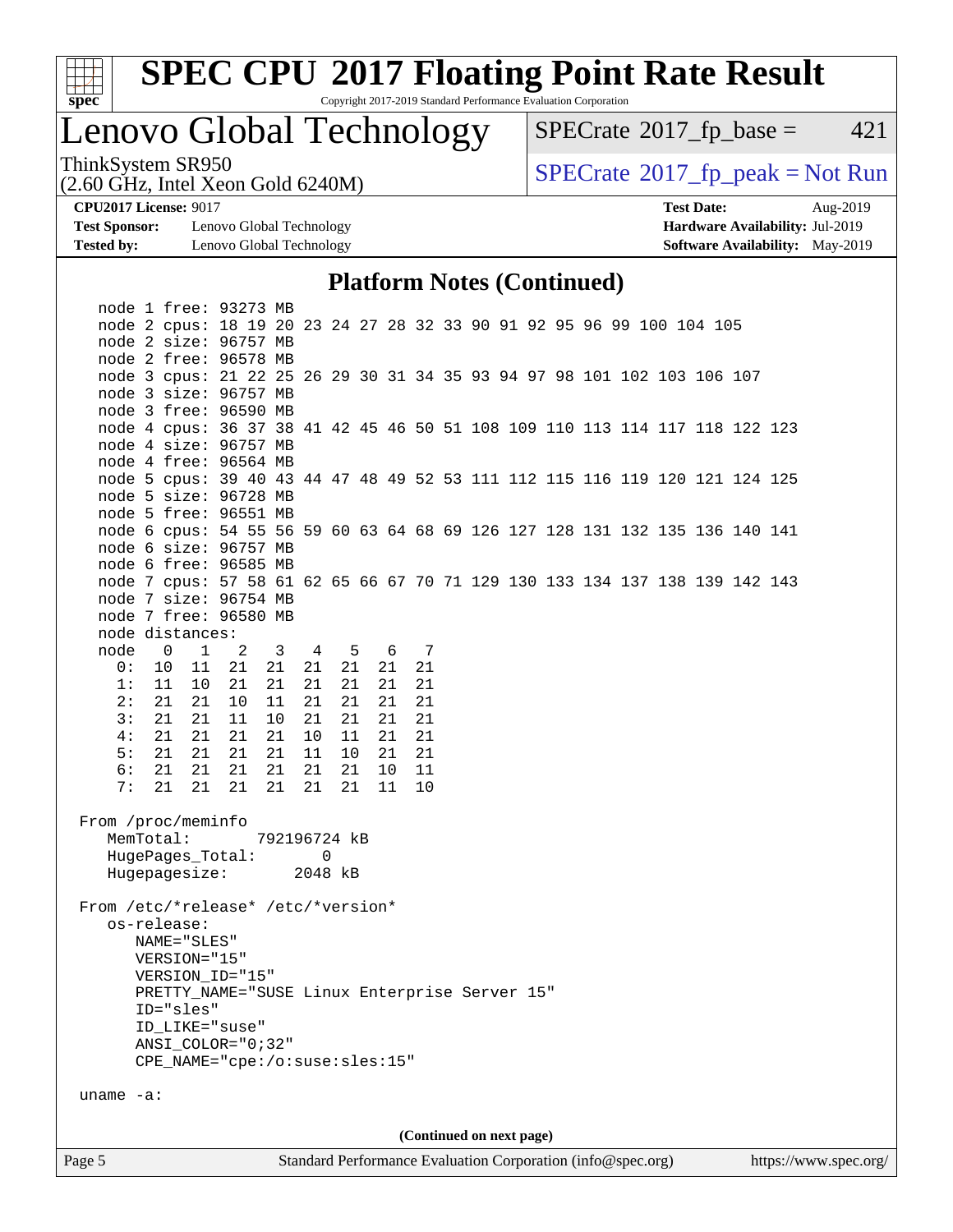# SPEC CPU 2017 Floating Point Rate Result

Copyright 2017-2019 Standard Performance Evaluation Corporation

## Lenovo Global Technology

ThinkSystem SR950
(2.60 GHz, Intel Xeon Gold 6240M)

SPECrate 2017_fp_base = 421

SPECrate 2017_fp_peak = Not Run

**CPU2017 License:** 9017
**Test Sponsor:** Lenovo Global Technology
**Tested by:** Lenovo Global Technology

**Test Date:** Aug-2019
**Hardware Availability:** Jul-2019
**Software Availability:** May-2019

### Platform Notes (Continued)

```
    node 1 free: 93273 MB
    node 2 cpus: 18 19 20 23 24 27 28 32 33 90 91 92 95 96 99 100 104 105
    node 2 size: 96757 MB
    node 2 free: 96578 MB
    node 3 cpus: 21 22 25 26 29 30 31 34 35 93 94 97 98 101 102 103 106 107
    node 3 size: 96757 MB
    node 3 free: 96590 MB
    node 4 cpus: 36 37 38 41 42 45 46 50 51 108 109 110 113 114 117 118 122 123
    node 4 size: 96757 MB
    node 4 free: 96564 MB
    node 5 cpus: 39 40 43 44 47 48 49 52 53 111 112 115 116 119 120 121 124 125
    node 5 size: 96728 MB
    node 5 free: 96551 MB
    node 6 cpus: 54 55 56 59 60 63 64 68 69 126 127 128 131 132 135 136 140 141
    node 6 size: 96757 MB
    node 6 free: 96585 MB
    node 7 cpus: 57 58 61 62 65 66 67 70 71 129 130 133 134 137 138 139 142 143
    node 7 size: 96754 MB
    node 7 free: 96580 MB
    node distances:
    node   0   1   2   3   4   5   6   7
      0:  10  11  21  21  21  21  21  21
      1:  11  10  21  21  21  21  21  21
      2:  21  21  10  11  21  21  21  21
      3:  21  21  11  10  21  21  21  21
      4:  21  21  21  21  10  11  21  21
      5:  21  21  21  21  11  10  21  21
      6:  21  21  21  21  21  21  10  11
      7:  21  21  21  21  21  21  11  10

 From /proc/meminfo
    MemTotal:       792196724 kB
    HugePages_Total:       0
    Hugepagesize:       2048 kB

 From /etc/*release* /etc/*version*
    os-release:
       NAME="SLES"
       VERSION="15"
       VERSION_ID="15"
       PRETTY_NAME="SUSE Linux Enterprise Server 15"
       ID="sles"
       ID_LIKE="suse"
       ANSI_COLOR="0;32"
       CPE_NAME="cpe:/o:suse:sles:15"

 uname -a:
```

(Continued on next page)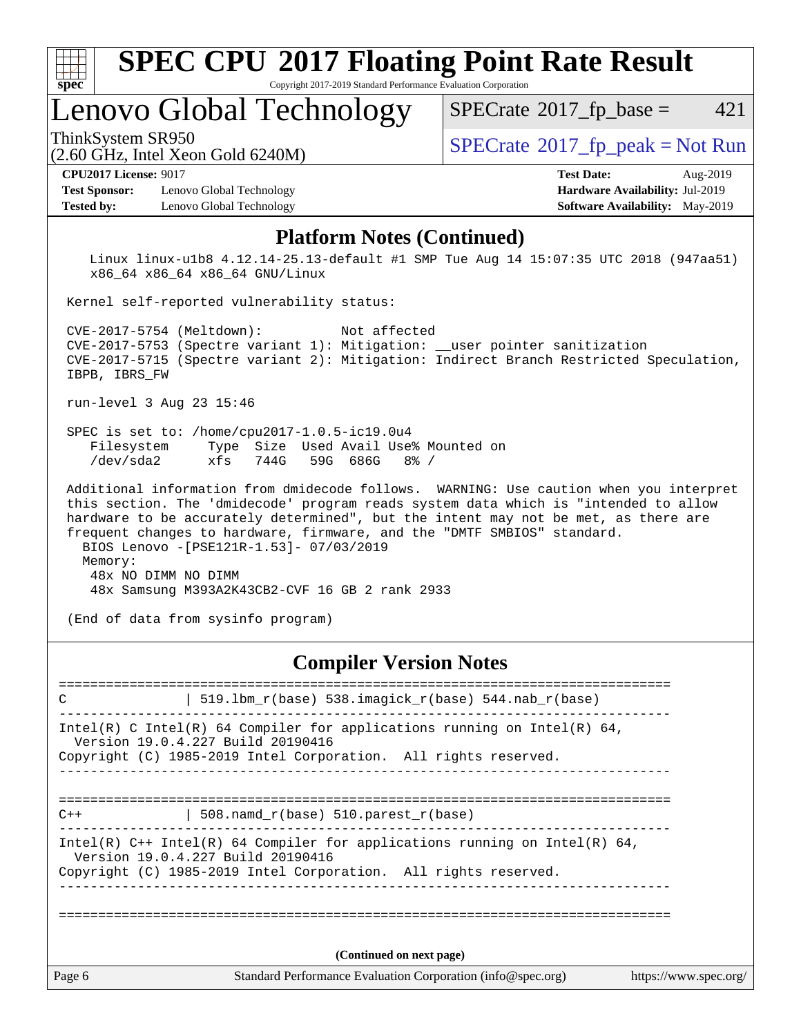## Platform Notes (Continued)

```
    Linux linux-u1b8 4.12.14-25.13-default #1 SMP Tue Aug 14 15:07:35 UTC 2018 (947aa51)
    x86_64 x86_64 x86_64 GNU/Linux

 Kernel self-reported vulnerability status:

 CVE-2017-5754 (Meltdown):          Not affected
 CVE-2017-5753 (Spectre variant 1): Mitigation: __user pointer sanitization
 CVE-2017-5715 (Spectre variant 2): Mitigation: Indirect Branch Restricted Speculation,
 IBPB, IBRS_FW

 run-level 3 Aug 23 15:46

 SPEC is set to: /home/cpu2017-1.0.5-ic19.0u4
    Filesystem     Type  Size  Used Avail Use% Mounted on
    /dev/sda2      xfs   744G   59G  686G   8% /

 Additional information from dmidecode follows.  WARNING: Use caution when you interpret
 this section. The 'dmidecode' program reads system data which is "intended to allow
 hardware to be accurately determined", but the intent may not be met, as there are
 frequent changes to hardware, firmware, and the "DMTF SMBIOS" standard.
   BIOS Lenovo -[PSE121R-1.53]- 07/03/2019
   Memory:
    48x NO DIMM NO DIMM
    48x Samsung M393A2K43CB2-CVF 16 GB 2 rank 2933

 (End of data from sysinfo program)
```

## Compiler Version Notes

```
==============================================================================
C               | 519.lbm_r(base) 538.imagick_r(base) 544.nab_r(base)
------------------------------------------------------------------------------
Intel(R) C Intel(R) 64 Compiler for applications running on Intel(R) 64,
  Version 19.0.4.227 Build 20190416
Copyright (C) 1985-2019 Intel Corporation.  All rights reserved.
------------------------------------------------------------------------------

==============================================================================
C++             | 508.namd_r(base) 510.parest_r(base)
------------------------------------------------------------------------------
Intel(R) C++ Intel(R) 64 Compiler for applications running on Intel(R) 64,
  Version 19.0.4.227 Build 20190416
Copyright (C) 1985-2019 Intel Corporation.  All rights reserved.
------------------------------------------------------------------------------

==============================================================================
```

(Continued on next page)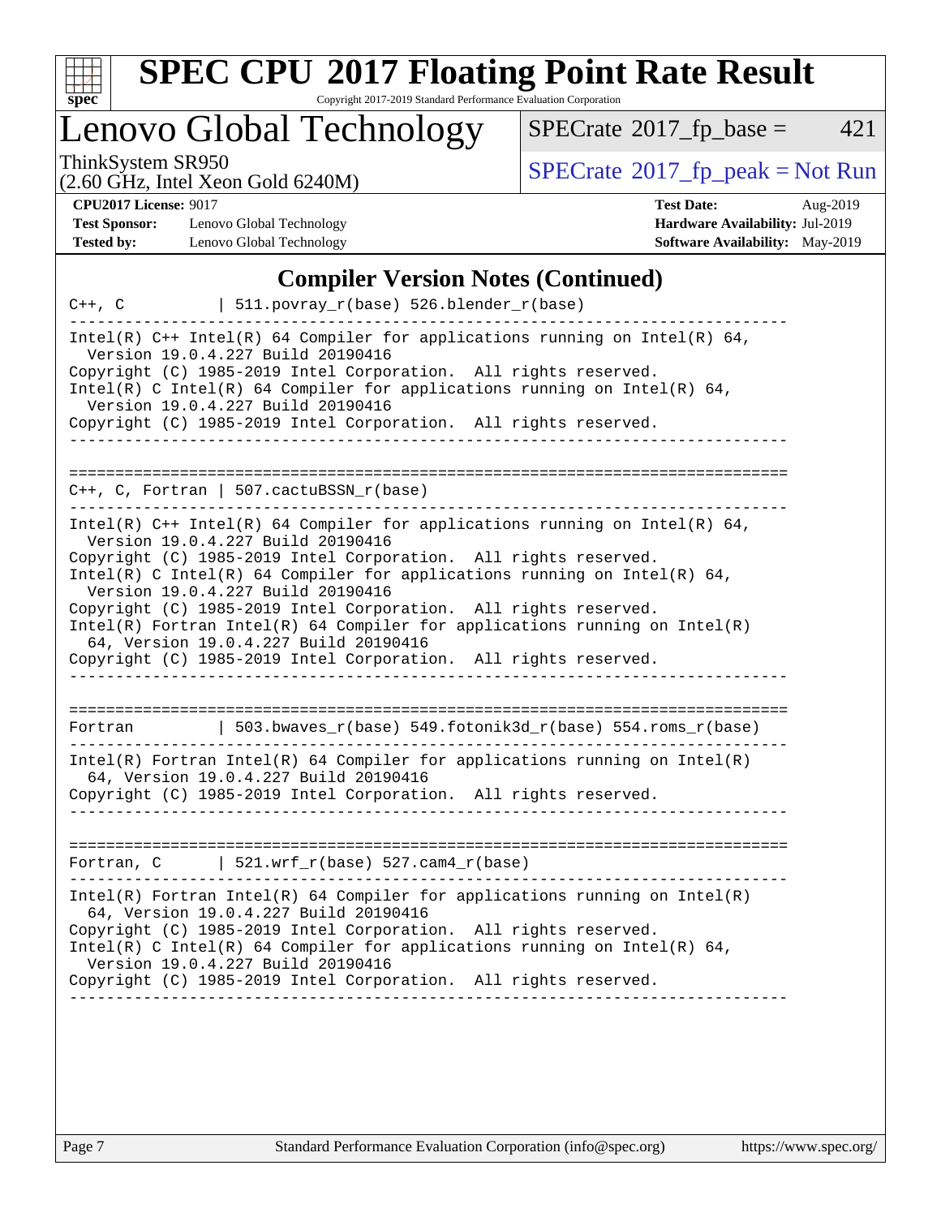## Compiler Version Notes (Continued)

```
C++, C          | 511.povray_r(base) 526.blender_r(base)
------------------------------------------------------------------------------
Intel(R) C++ Intel(R) 64 Compiler for applications running on Intel(R) 64,
  Version 19.0.4.227 Build 20190416
Copyright (C) 1985-2019 Intel Corporation.  All rights reserved.
Intel(R) C Intel(R) 64 Compiler for applications running on Intel(R) 64,
  Version 19.0.4.227 Build 20190416
Copyright (C) 1985-2019 Intel Corporation.  All rights reserved.
------------------------------------------------------------------------------

==============================================================================
C++, C, Fortran | 507.cactuBSSN_r(base)
------------------------------------------------------------------------------
Intel(R) C++ Intel(R) 64 Compiler for applications running on Intel(R) 64,
  Version 19.0.4.227 Build 20190416
Copyright (C) 1985-2019 Intel Corporation.  All rights reserved.
Intel(R) C Intel(R) 64 Compiler for applications running on Intel(R) 64,
  Version 19.0.4.227 Build 20190416
Copyright (C) 1985-2019 Intel Corporation.  All rights reserved.
Intel(R) Fortran Intel(R) 64 Compiler for applications running on Intel(R)
  64, Version 19.0.4.227 Build 20190416
Copyright (C) 1985-2019 Intel Corporation.  All rights reserved.
------------------------------------------------------------------------------

==============================================================================
Fortran         | 503.bwaves_r(base) 549.fotonik3d_r(base) 554.roms_r(base)
------------------------------------------------------------------------------
Intel(R) Fortran Intel(R) 64 Compiler for applications running on Intel(R)
  64, Version 19.0.4.227 Build 20190416
Copyright (C) 1985-2019 Intel Corporation.  All rights reserved.
------------------------------------------------------------------------------

==============================================================================
Fortran, C      | 521.wrf_r(base) 527.cam4_r(base)
------------------------------------------------------------------------------
Intel(R) Fortran Intel(R) 64 Compiler for applications running on Intel(R)
  64, Version 19.0.4.227 Build 20190416
Copyright (C) 1985-2019 Intel Corporation.  All rights reserved.
Intel(R) C Intel(R) 64 Compiler for applications running on Intel(R) 64,
  Version 19.0.4.227 Build 20190416
Copyright (C) 1985-2019 Intel Corporation.  All rights reserved.
------------------------------------------------------------------------------
```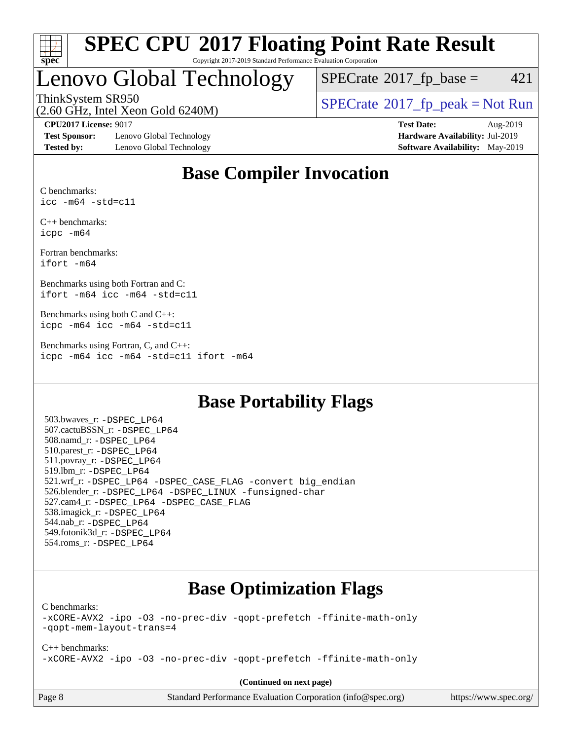# SPEC CPU 2017 Floating Point Rate Result

Copyright 2017-2019 Standard Performance Evaluation Corporation

# Lenovo Global Technology

ThinkSystem SR950
(2.60 GHz, Intel Xeon Gold 6240M)

SPECrate 2017_fp_base = 421

SPECrate 2017_fp_peak = Not Run

**CPU2017 License:** 9017
**Test Sponsor:** Lenovo Global Technology
**Tested by:** Lenovo Global Technology

**Test Date:** Aug-2019
**Hardware Availability:** Jul-2019
**Software Availability:** May-2019

## Base Compiler Invocation

C benchmarks:
```
icc -m64 -std=c11
```

C++ benchmarks:
```
icpc -m64
```

Fortran benchmarks:
```
ifort -m64
```

Benchmarks using both Fortran and C:
```
ifort -m64 icc -m64 -std=c11
```

Benchmarks using both C and C++:
```
icpc -m64 icc -m64 -std=c11
```

Benchmarks using Fortran, C, and C++:
```
icpc -m64 icc -m64 -std=c11 ifort -m64
```

## Base Portability Flags

503.bwaves_r: -DSPEC_LP64
507.cactuBSSN_r: -DSPEC_LP64
508.namd_r: -DSPEC_LP64
510.parest_r: -DSPEC_LP64
511.povray_r: -DSPEC_LP64
519.lbm_r: -DSPEC_LP64
521.wrf_r: -DSPEC_LP64 -DSPEC_CASE_FLAG -convert big_endian
526.blender_r: -DSPEC_LP64 -DSPEC_LINUX -funsigned-char
527.cam4_r: -DSPEC_LP64 -DSPEC_CASE_FLAG
538.imagick_r: -DSPEC_LP64
544.nab_r: -DSPEC_LP64
549.fotonik3d_r: -DSPEC_LP64
554.roms_r: -DSPEC_LP64

## Base Optimization Flags

C benchmarks:
```
-xCORE-AVX2 -ipo -O3 -no-prec-div -qopt-prefetch -ffinite-math-only
-qopt-mem-layout-trans=4
```

C++ benchmarks:
```
-xCORE-AVX2 -ipo -O3 -no-prec-div -qopt-prefetch -ffinite-math-only
```

**(Continued on next page)**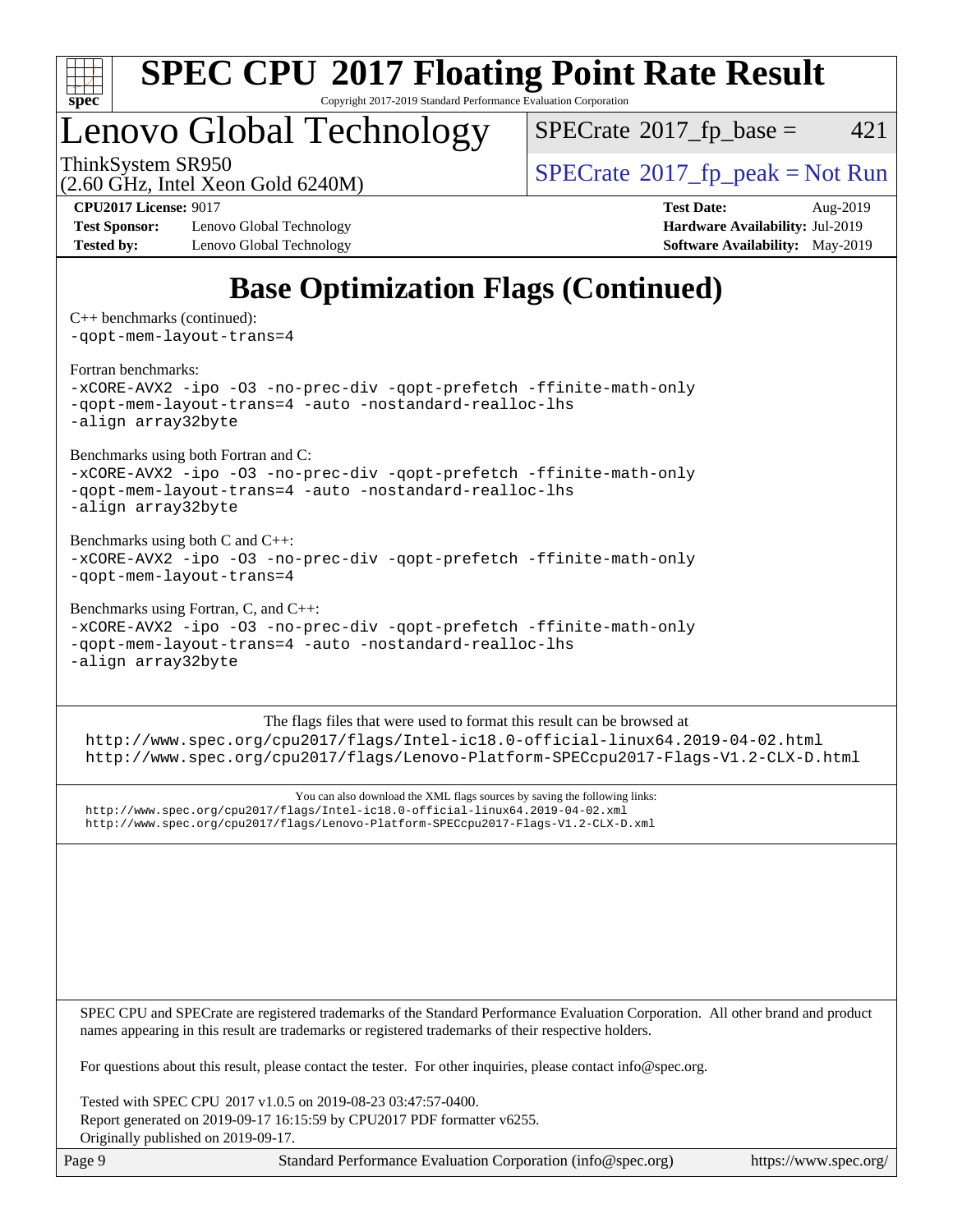## Base Optimization Flags (Continued)

C++ benchmarks (continued):
```
-qopt-mem-layout-trans=4
```

Fortran benchmarks:
```
-xCORE-AVX2 -ipo -O3 -no-prec-div -qopt-prefetch -ffinite-math-only
-qopt-mem-layout-trans=4 -auto -nostandard-realloc-lhs
-align array32byte
```

Benchmarks using both Fortran and C:
```
-xCORE-AVX2 -ipo -O3 -no-prec-div -qopt-prefetch -ffinite-math-only
-qopt-mem-layout-trans=4 -auto -nostandard-realloc-lhs
-align array32byte
```

Benchmarks using both C and C++:
```
-xCORE-AVX2 -ipo -O3 -no-prec-div -qopt-prefetch -ffinite-math-only
-qopt-mem-layout-trans=4
```

Benchmarks using Fortran, C, and C++:
```
-xCORE-AVX2 -ipo -O3 -no-prec-div -qopt-prefetch -ffinite-math-only
-qopt-mem-layout-trans=4 -auto -nostandard-realloc-lhs
-align array32byte
```

The flags files that were used to format this result can be browsed at
http://www.spec.org/cpu2017/flags/Intel-ic18.0-official-linux64.2019-04-02.html
http://www.spec.org/cpu2017/flags/Lenovo-Platform-SPECcpu2017-Flags-V1.2-CLX-D.html

You can also download the XML flags sources by saving the following links:
http://www.spec.org/cpu2017/flags/Intel-ic18.0-official-linux64.2019-04-02.xml
http://www.spec.org/cpu2017/flags/Lenovo-Platform-SPECcpu2017-Flags-V1.2-CLX-D.xml

SPEC CPU and SPECrate are registered trademarks of the Standard Performance Evaluation Corporation. All other brand and product names appearing in this result are trademarks or registered trademarks of their respective holders.

For questions about this result, please contact the tester. For other inquiries, please contact info@spec.org.

Tested with SPEC CPU 2017 v1.0.5 on 2019-08-23 03:47:57-0400.
Report generated on 2019-09-17 16:15:59 by CPU2017 PDF formatter v6255.
Originally published on 2019-09-17.